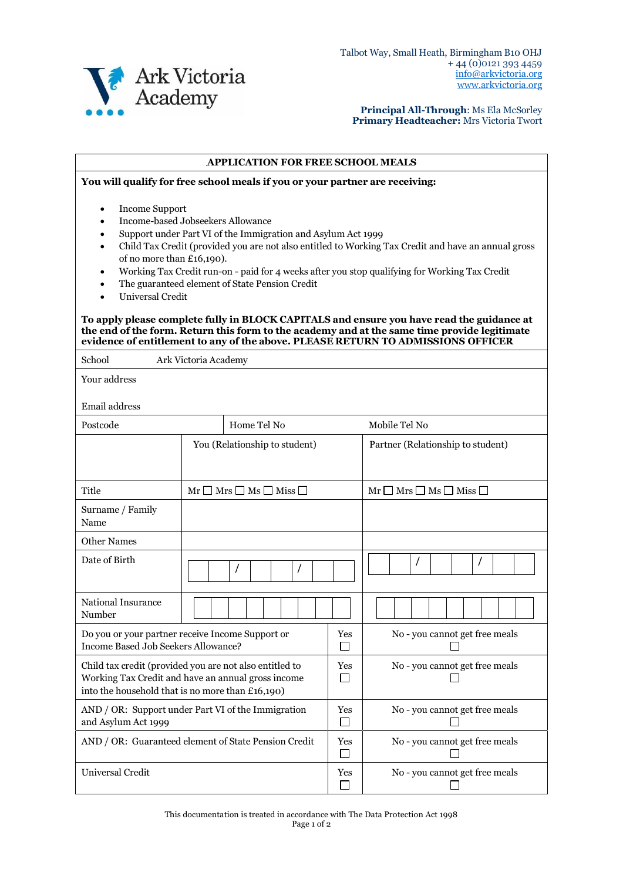Ark Victoria Academy

Talbot Way, Small Heath, Birmingham B10 OHJ
+ 44 (0)0121 393 4459
info@arkvictoria.org
www.arkvictoria.org

**Principal All-Through**: Ms Ela McSorley
**Primary Headteacher:** Mrs Victoria Twort

## APPLICATION FOR FREE SCHOOL MEALS

**You will qualify for free school meals if you or your partner are receiving:**

- Income Support
- Income-based Jobseekers Allowance
- Support under Part VI of the Immigration and Asylum Act 1999
- Child Tax Credit (provided you are not also entitled to Working Tax Credit and have an annual gross of no more than £16,190).
- Working Tax Credit run-on - paid for 4 weeks after you stop qualifying for Working Tax Credit
- The guaranteed element of State Pension Credit
- Universal Credit

**To apply please complete fully in BLOCK CAPITALS and ensure you have read the guidance at the end of the form. Return this form to the academy and at the same time provide legitimate evidence of entitlement to any of the above. PLEASE RETURN TO ADMISSIONS OFFICER**

| School | Ark Victoria Academy | |
|---|---|---|
| Your address<br><br>Email address | | |
| Postcode | Home Tel No | Mobile Tel No |

| | You (Relationship to student) | Partner (Relationship to student) |
|---|---|---|
| Title | Mr ☐ Mrs ☐ Ms ☐ Miss ☐ | Mr ☐ Mrs ☐ Ms ☐ Miss ☐ |
| Surname / Family Name | | |
| Other Names | | |
| Date of Birth | / / | / / |
| National Insurance Number | | |

| | | |
|---|---|---|
| Do you or your partner receive Income Support or Income Based Job Seekers Allowance? | Yes ☐ | No - you cannot get free meals ☐ |
| Child tax credit (provided you are not also entitled to Working Tax Credit and have an annual gross income into the household that is no more than £16,190) | Yes ☐ | No - you cannot get free meals ☐ |
| AND / OR: Support under Part VI of the Immigration and Asylum Act 1999 | Yes ☐ | No - you cannot get free meals ☐ |
| AND / OR: Guaranteed element of State Pension Credit | Yes ☐ | No - you cannot get free meals ☐ |
| Universal Credit | Yes ☐ | No - you cannot get free meals ☐ |

This documentation is treated in accordance with The Data Protection Act 1998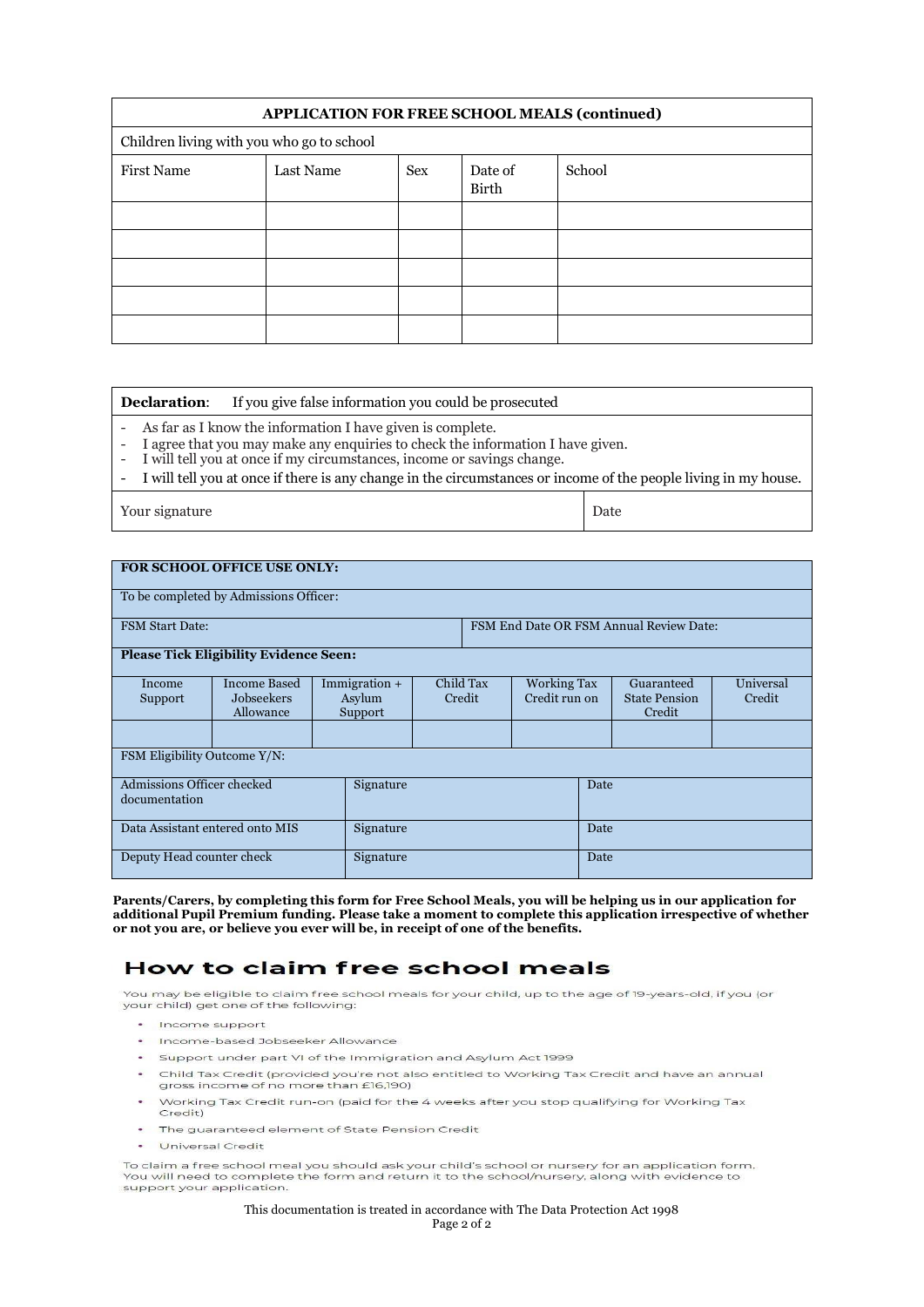| APPLICATION FOR FREE SCHOOL MEALS (continued) | | | | |
|---|---|---|---|---|
| Children living with you who go to school | | | | |
| First Name | Last Name | Sex | Date of Birth | School |
| | | | | |
| | | | | |
| | | | | |
| | | | | |
| | | | | |

| **Declaration**: If you give false information you could be prosecuted | |
|---|---|
| - As far as I know the information I have given is complete.<br>- I agree that you may make any enquiries to check the information I have given.<br>- I will tell you at once if my circumstances, income or savings change.<br>- I will tell you at once if there is any change in the circumstances or income of the people living in my house. | |
| Your signature | Date |

| **FOR SCHOOL OFFICE USE ONLY:** | | | | | | |
|---|---|---|---|---|---|---|
| To be completed by Admissions Officer: | | | | | | |
| FSM Start Date: | | | | FSM End Date OR FSM Annual Review Date: | | |
| **Please Tick Eligibility Evidence Seen:** | | | | | | |
| Income Support | Income Based Jobseekers Allowance | Immigration + Asylum Support | Child Tax Credit | Working Tax Credit run on | Guaranteed State Pension Credit | Universal Credit |
| | | | | | | |
| FSM Eligibility Outcome Y/N: | | | | | | |
| Admissions Officer checked documentation | | Signature | | | Date | |
| Data Assistant entered onto MIS | | Signature | | | Date | |
| Deputy Head counter check | | Signature | | | Date | |

**Parents/Carers, by completing this form for Free School Meals, you will be helping us in our application for additional Pupil Premium funding. Please take a moment to complete this application irrespective of whether or not you are, or believe you ever will be, in receipt of one of the benefits.**

## How to claim free school meals

You may be eligible to claim free school meals for your child, up to the age of 19-years-old, if you (or your child) get one of the following:

- Income support
- Income-based Jobseeker Allowance
- Support under part VI of the Immigration and Asylum Act 1999
- Child Tax Credit (provided you're not also entitled to Working Tax Credit and have an annual gross income of no more than £16,190)
- Working Tax Credit run-on (paid for the 4 weeks after you stop qualifying for Working Tax Credit)
- The guaranteed element of State Pension Credit
- Universal Credit

To claim a free school meal you should ask your child's school or nursery for an application form. You will need to complete the form and return it to the school/nursery, along with evidence to support your application.

This documentation is treated in accordance with The Data Protection Act 1998